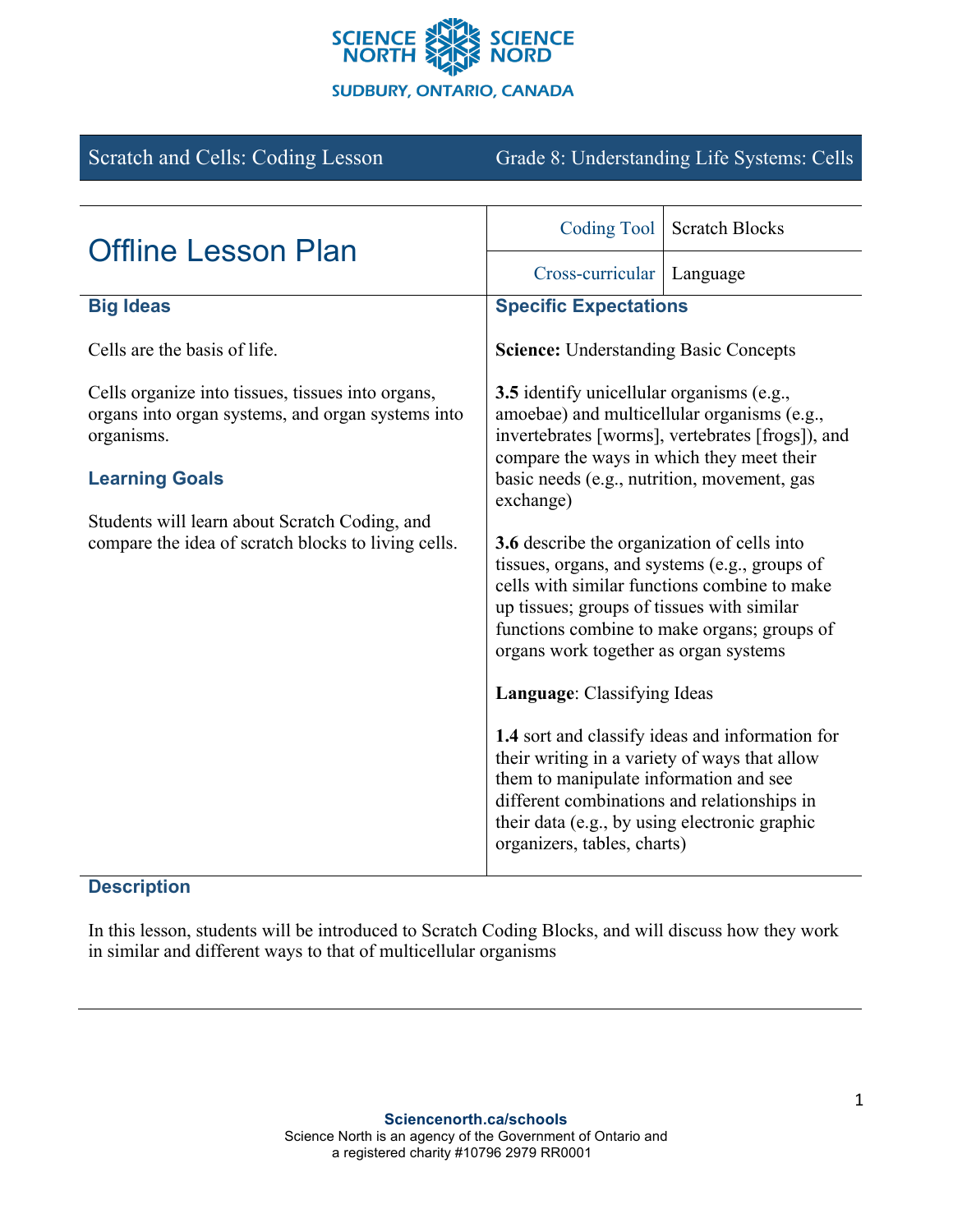Scratch and Cells: Coding Lesson | Grade 8: Understanding Life Systems: Cells

# Offline Lesson Plan

| Coding Tool | Scratch Blocks |
| --- | --- |
| Cross-curricular | Language |

## Big Ideas

Cells are the basis of life.

Cells organize into tissues, tissues into organs, organs into organ systems, and organ systems into organisms.

## Learning Goals

Students will learn about Scratch Coding, and compare the idea of scratch blocks to living cells.

## Specific Expectations

**Science:** Understanding Basic Concepts

**3.5** identify unicellular organisms (e.g., amoebae) and multicellular organisms (e.g., invertebrates [worms], vertebrates [frogs]), and compare the ways in which they meet their basic needs (e.g., nutrition, movement, gas exchange)

**3.6** describe the organization of cells into tissues, organs, and systems (e.g., groups of cells with similar functions combine to make up tissues; groups of tissues with similar functions combine to make organs; groups of organs work together as organ systems

**Language**: Classifying Ideas

**1.4** sort and classify ideas and information for their writing in a variety of ways that allow them to manipulate information and see different combinations and relationships in their data (e.g., by using electronic graphic organizers, tables, charts)

## Description

In this lesson, students will be introduced to Scratch Coding Blocks, and will discuss how they work in similar and different ways to that of multicellular organisms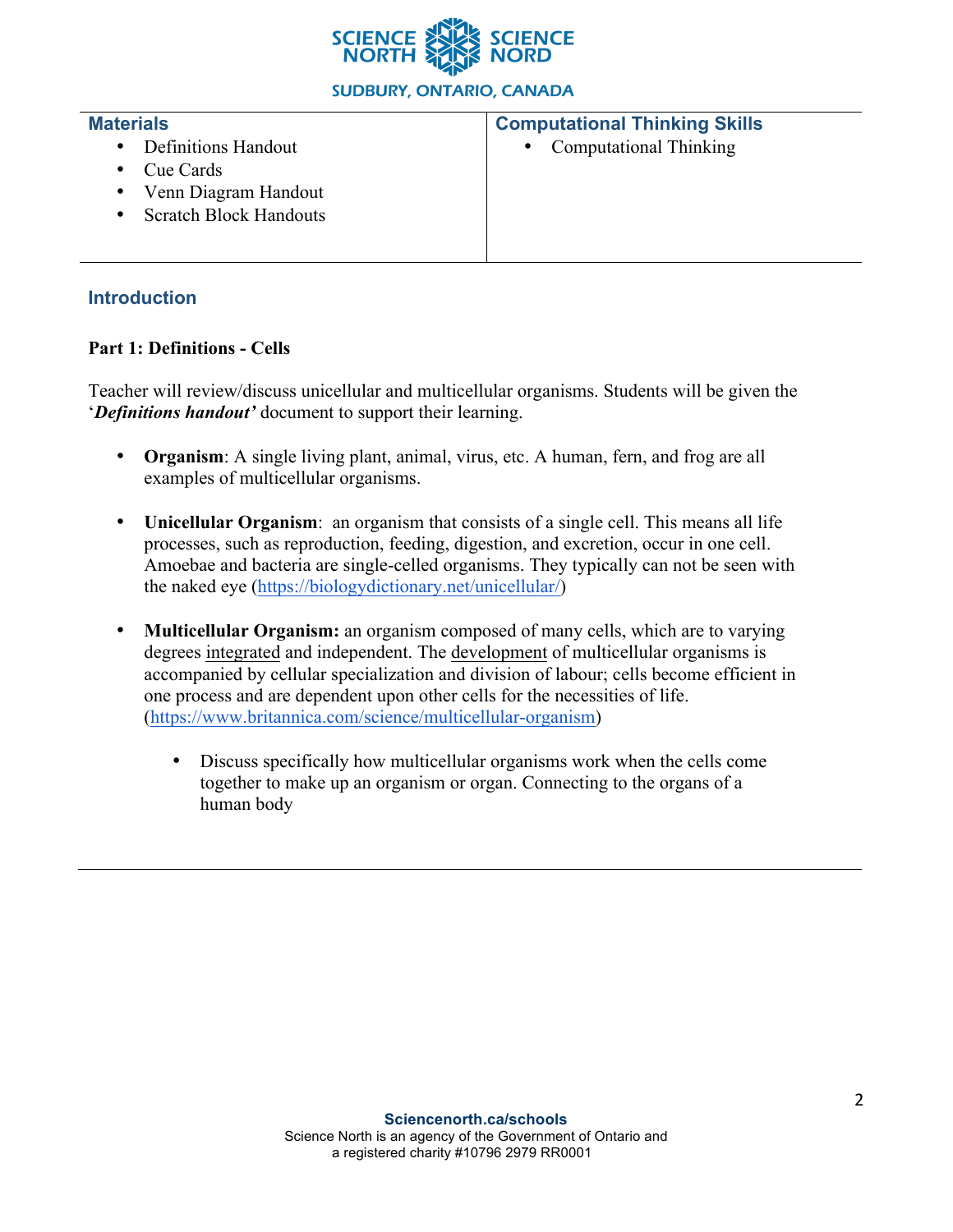| Materials | Computational Thinking Skills |
| --- | --- |
| • Definitions Handout<br>• Cue Cards<br>• Venn Diagram Handout<br>• Scratch Block Handouts | • Computational Thinking |

## Introduction

**Part 1: Definitions - Cells**

Teacher will review/discuss unicellular and multicellular organisms. Students will be given the '***Definitions handout'*** document to support their learning.

- **Organism**: A single living plant, animal, virus, etc. A human, fern, and frog are all examples of multicellular organisms.

- **Unicellular Organism**: an organism that consists of a single cell. This means all life processes, such as reproduction, feeding, digestion, and excretion, occur in one cell. Amoebae and bacteria are single-celled organisms. They typically can not be seen with the naked eye (https://biologydictionary.net/unicellular/)

- **Multicellular Organism:** an organism composed of many cells, which are to varying degrees integrated and independent. The development of multicellular organisms is accompanied by cellular specialization and division of labour; cells become efficient in one process and are dependent upon other cells for the necessities of life. (https://www.britannica.com/science/multicellular-organism)

    - Discuss specifically how multicellular organisms work when the cells come together to make up an organism or organ. Connecting to the organs of a human body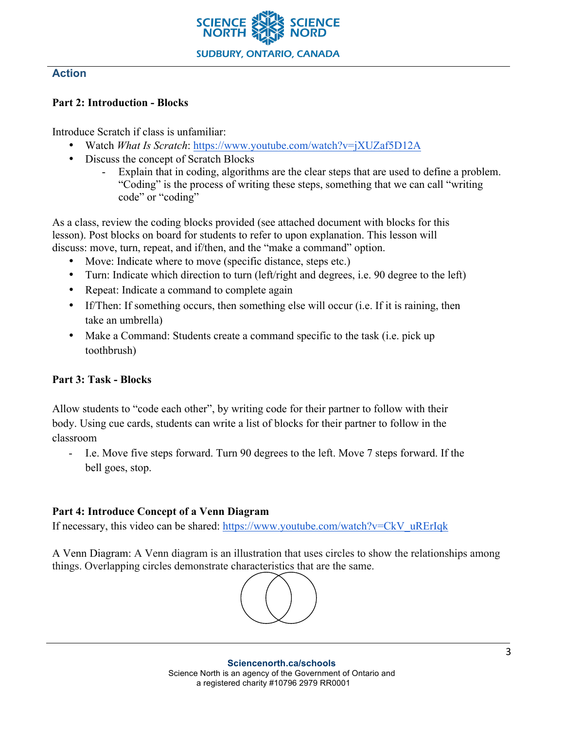## Action

**Part 2: Introduction - Blocks**

Introduce Scratch if class is unfamiliar:

- Watch *What Is Scratch*: https://www.youtube.com/watch?v=jXUZaf5D12A
- Discuss the concept of Scratch Blocks
  - Explain that in coding, algorithms are the clear steps that are used to define a problem. "Coding" is the process of writing these steps, something that we can call "writing code" or "coding"

As a class, review the coding blocks provided (see attached document with blocks for this lesson). Post blocks on board for students to refer to upon explanation. This lesson will discuss: move, turn, repeat, and if/then, and the "make a command" option.

- Move: Indicate where to move (specific distance, steps etc.)
- Turn: Indicate which direction to turn (left/right and degrees, i.e. 90 degree to the left)
- Repeat: Indicate a command to complete again
- If/Then: If something occurs, then something else will occur (i.e. If it is raining, then take an umbrella)
- Make a Command: Students create a command specific to the task (i.e. pick up toothbrush)

**Part 3: Task - Blocks**

Allow students to "code each other", by writing code for their partner to follow with their body. Using cue cards, students can write a list of blocks for their partner to follow in the classroom

- I.e. Move five steps forward. Turn 90 degrees to the left. Move 7 steps forward. If the bell goes, stop.

**Part 4: Introduce Concept of a Venn Diagram**

If necessary, this video can be shared: https://www.youtube.com/watch?v=CkV_uRErIqk

A Venn Diagram: A Venn diagram is an illustration that uses circles to show the relationships among things. Overlapping circles demonstrate characteristics that are the same.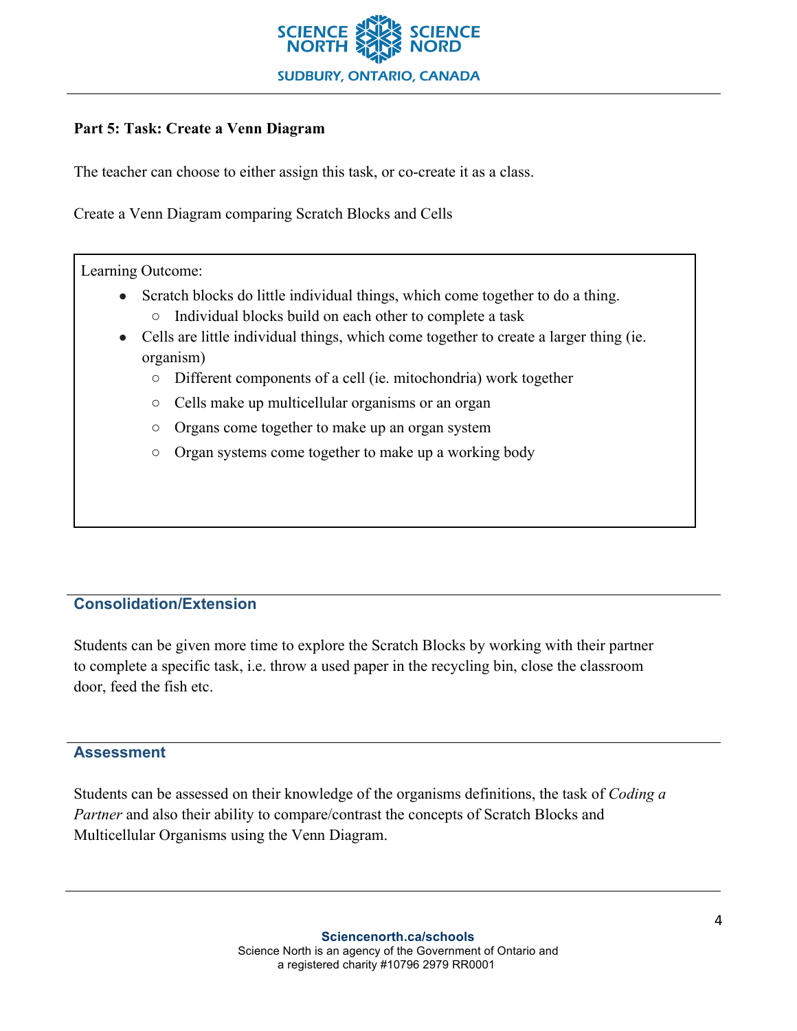**Part 5: Task: Create a Venn Diagram**

The teacher can choose to either assign this task, or co-create it as a class.

Create a Venn Diagram comparing Scratch Blocks and Cells

Learning Outcome:

- Scratch blocks do little individual things, which come together to do a thing.
  - Individual blocks build on each other to complete a task
- Cells are little individual things, which come together to create a larger thing (ie. organism)
  - Different components of a cell (ie. mitochondria) work together
  - Cells make up multicellular organisms or an organ
  - Organs come together to make up an organ system
  - Organ systems come together to make up a working body

## Consolidation/Extension

Students can be given more time to explore the Scratch Blocks by working with their partner to complete a specific task, i.e. throw a used paper in the recycling bin, close the classroom door, feed the fish etc.

## Assessment

Students can be assessed on their knowledge of the organisms definitions, the task of *Coding a Partner* and also their ability to compare/contrast the concepts of Scratch Blocks and Multicellular Organisms using the Venn Diagram.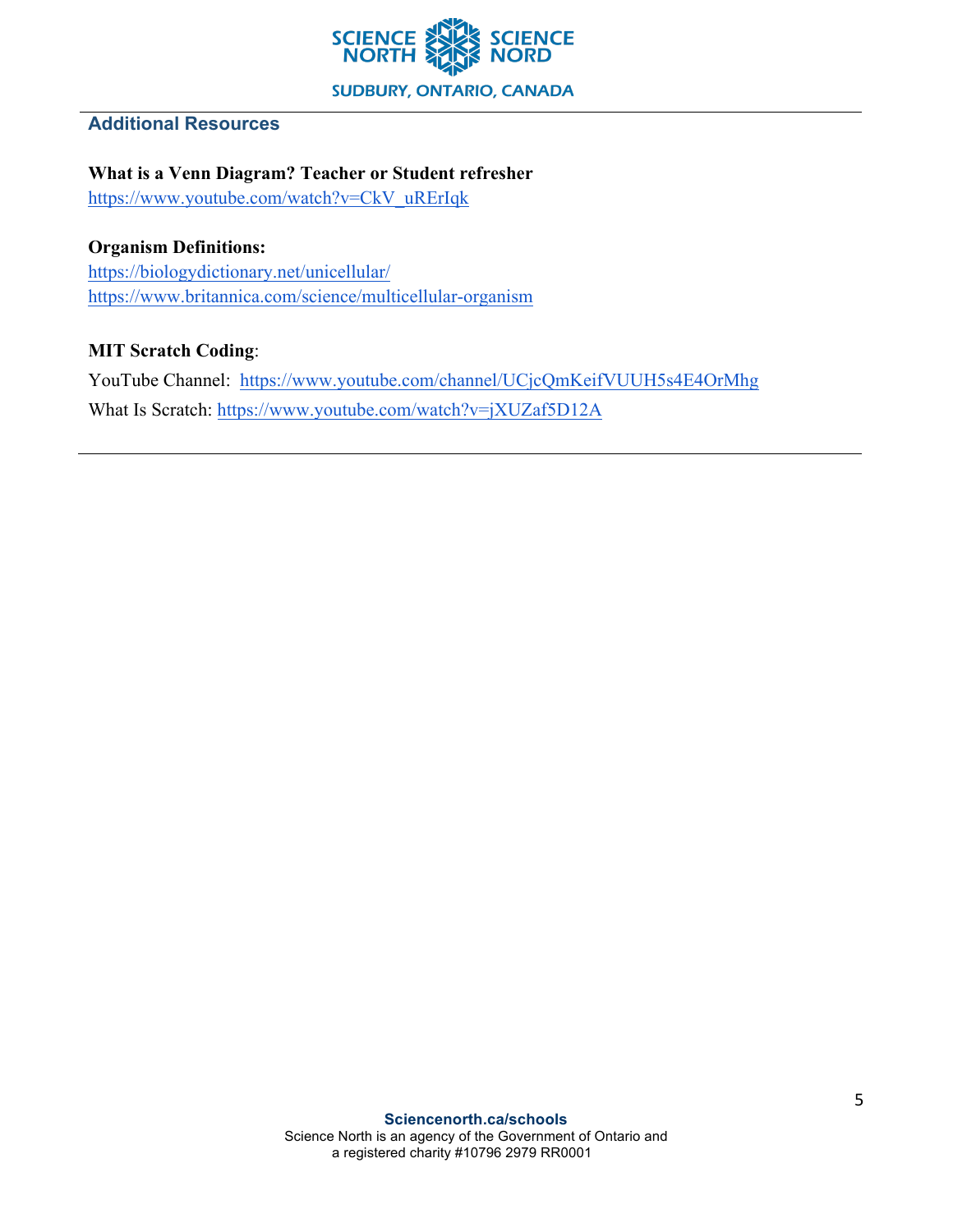## Additional Resources

**What is a Venn Diagram? Teacher or Student refresher**
https://www.youtube.com/watch?v=CkV_uRErIqk

**Organism Definitions:**
https://biologydictionary.net/unicellular/
https://www.britannica.com/science/multicellular-organism

**MIT Scratch Coding**:

YouTube Channel: https://www.youtube.com/channel/UCjcQmKeifVUUH5s4E4OrMhg

What Is Scratch: https://www.youtube.com/watch?v=jXUZaf5D12A